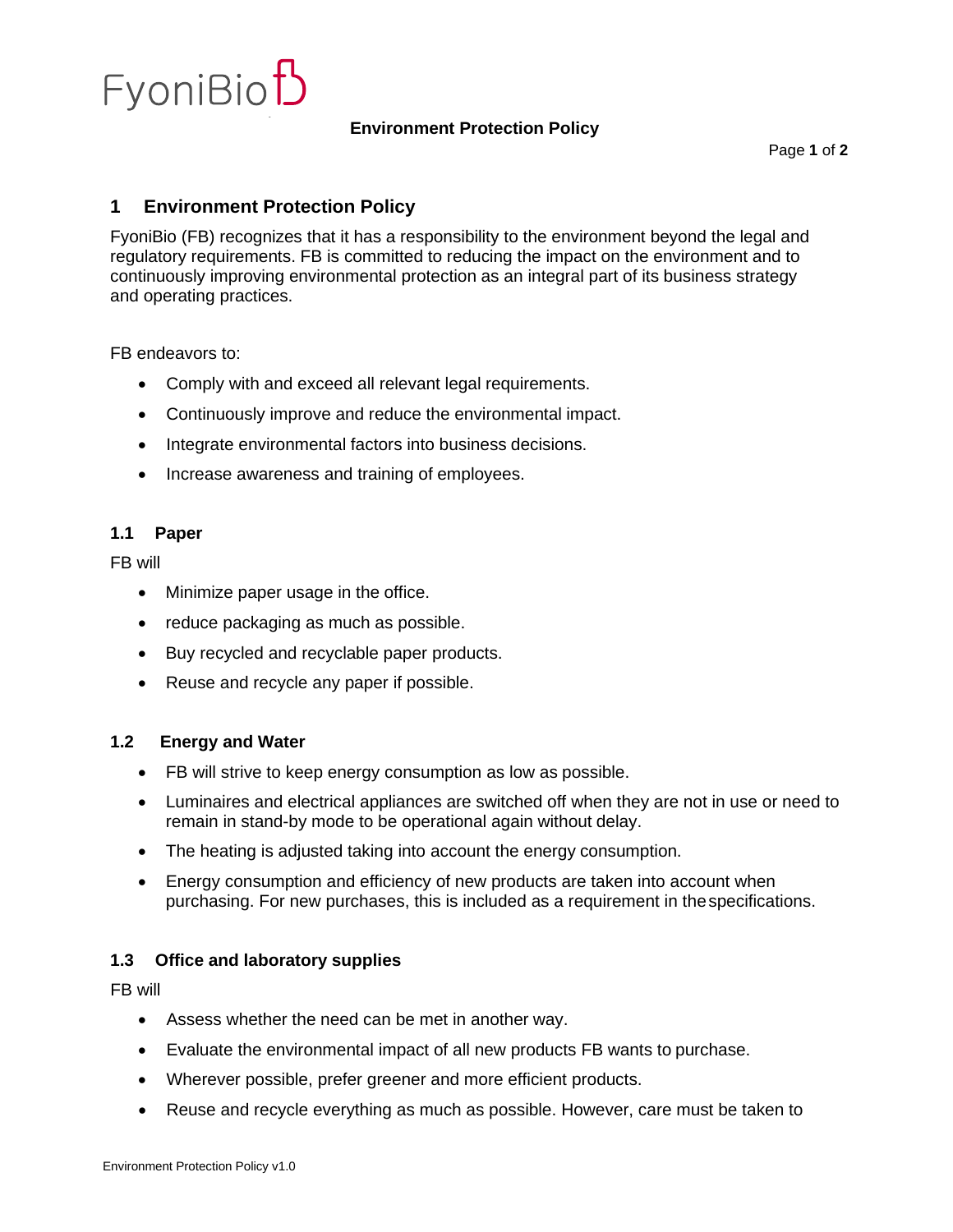# 1 Environment Protection Policy

FyoniBio (FB) recognizes that it has a responsibility to the environment beyond the legal and regulatory requirements. FB is committed to reducing the impact on the environment and to continuously improving environmental protection as an integral part of its business strategy and operating practices.

FB endeavors to:

- Comply with and exceed all relevant legal requirements.
- Continuously improve and reduce the environmental impact.
- Integrate environmental factors into business decisions.
- Increase awareness and training of employees.

## 1.1 Paper

FB will

- Minimize paper usage in the office.
- reduce packaging as much as possible.
- Buy recycled and recyclable paper products.
- Reuse and recycle any paper if possible.

## 1.2 Energy and Water

- FB will strive to keep energy consumption as low as possible.
- Luminaires and electrical appliances are switched off when they are not in use or need to remain in stand-by mode to be operational again without delay.
- The heating is adjusted taking into account the energy consumption.
- Energy consumption and efficiency of new products are taken into account when purchasing. For new purchases, this is included as a requirement in the specifications.

## 1.3 Office and laboratory supplies

FB will

- Assess whether the need can be met in another way.
- Evaluate the environmental impact of all new products FB wants to purchase.
- Wherever possible, prefer greener and more efficient products.
- Reuse and recycle everything as much as possible. However, care must be taken to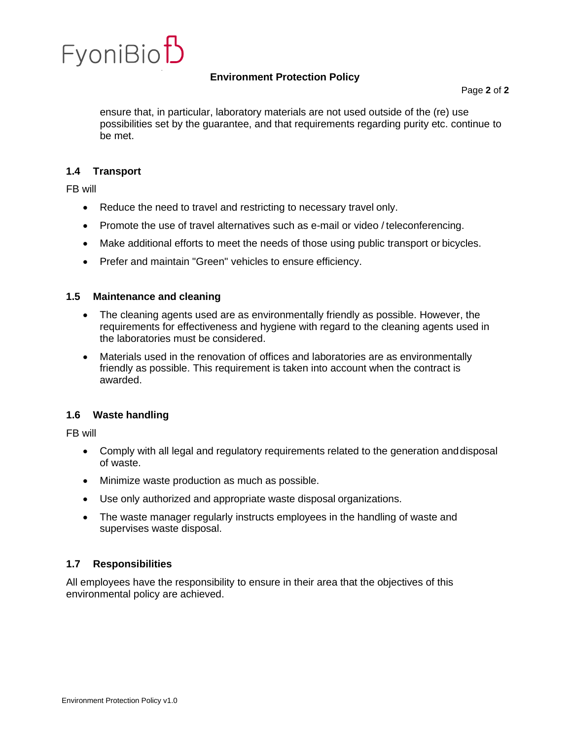ensure that, in particular, laboratory materials are not used outside of the (re) use possibilities set by the guarantee, and that requirements regarding purity etc. continue to be met.

### 1.4 Transport

FB will

- Reduce the need to travel and restricting to necessary travel only.
- Promote the use of travel alternatives such as e-mail or video / teleconferencing.
- Make additional efforts to meet the needs of those using public transport or bicycles.
- Prefer and maintain "Green" vehicles to ensure efficiency.

### 1.5 Maintenance and cleaning

- The cleaning agents used are as environmentally friendly as possible. However, the requirements for effectiveness and hygiene with regard to the cleaning agents used in the laboratories must be considered.
- Materials used in the renovation of offices and laboratories are as environmentally friendly as possible. This requirement is taken into account when the contract is awarded.

### 1.6 Waste handling

FB will

- Comply with all legal and regulatory requirements related to the generation and disposal of waste.
- Minimize waste production as much as possible.
- Use only authorized and appropriate waste disposal organizations.
- The waste manager regularly instructs employees in the handling of waste and supervises waste disposal.

### 1.7 Responsibilities

All employees have the responsibility to ensure in their area that the objectives of this environmental policy are achieved.